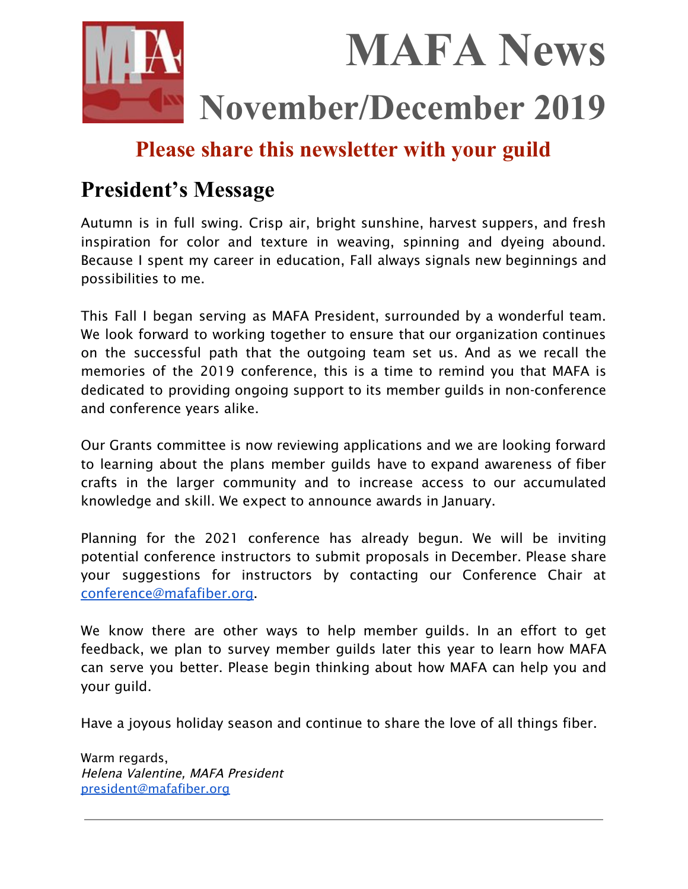# MAFA News

## November/December 2019

**Please share this newsletter with your guild**

## President's Message

Autumn is in full swing. Crisp air, bright sunshine, harvest suppers, and fresh inspiration for color and texture in weaving, spinning and dyeing abound. Because I spent my career in education, Fall always signals new beginnings and possibilities to me.

This Fall I began serving as MAFA President, surrounded by a wonderful team. We look forward to working together to ensure that our organization continues on the successful path that the outgoing team set us. And as we recall the memories of the 2019 conference, this is a time to remind you that MAFA is dedicated to providing ongoing support to its member guilds in non-conference and conference years alike.

Our Grants committee is now reviewing applications and we are looking forward to learning about the plans member guilds have to expand awareness of fiber crafts in the larger community and to increase access to our accumulated knowledge and skill. We expect to announce awards in January.

Planning for the 2021 conference has already begun. We will be inviting potential conference instructors to submit proposals in December. Please share your suggestions for instructors by contacting our Conference Chair at conference@mafafiber.org.

We know there are other ways to help member guilds. In an effort to get feedback, we plan to survey member guilds later this year to learn how MAFA can serve you better. Please begin thinking about how MAFA can help you and your guild.

Have a joyous holiday season and continue to share the love of all things fiber.

Warm regards,  
*Helena Valentine, MAFA President*  
president@mafafiber.org

---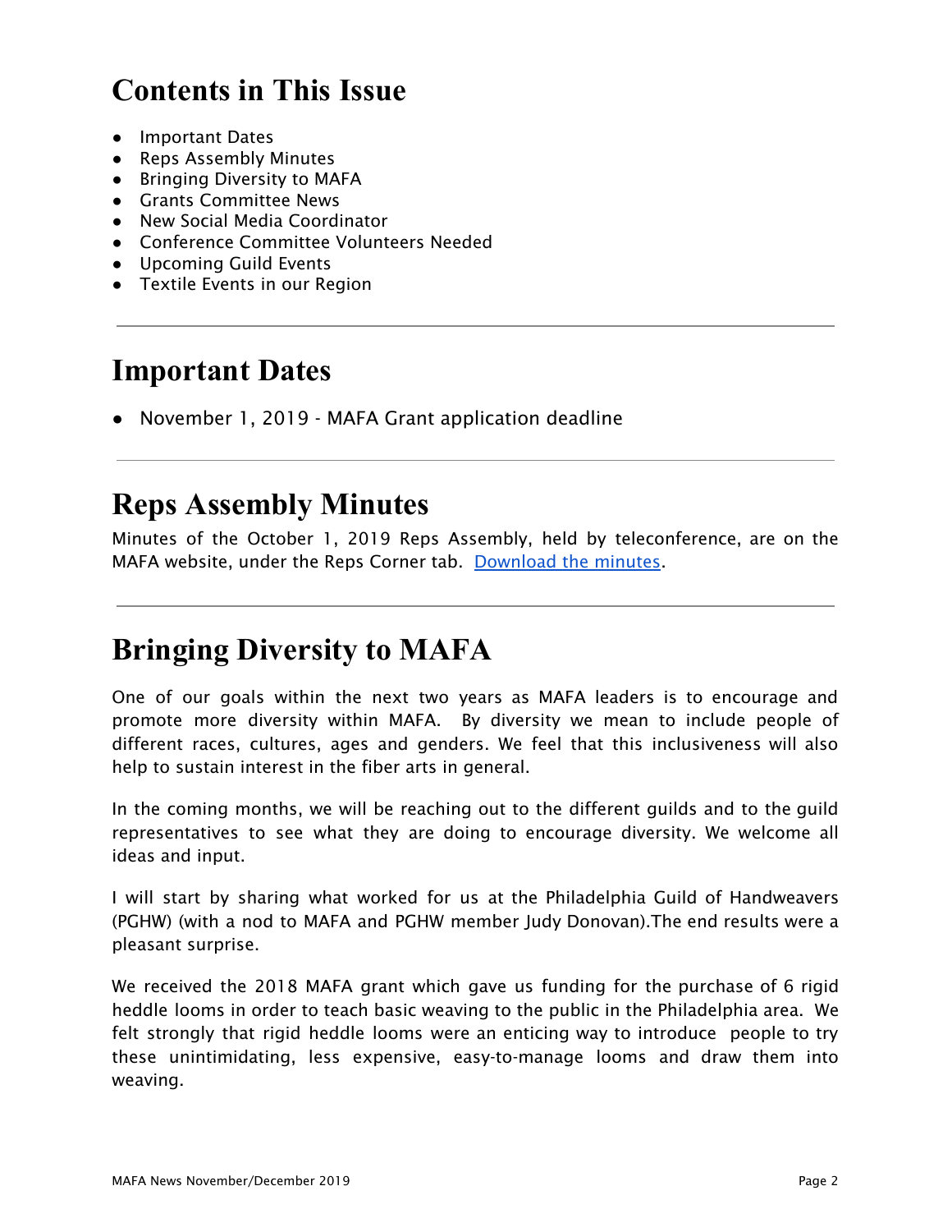# Contents in This Issue

- Important Dates
- Reps Assembly Minutes
- Bringing Diversity to MAFA
- Grants Committee News
- New Social Media Coordinator
- Conference Committee Volunteers Needed
- Upcoming Guild Events
- Textile Events in our Region

---

# Important Dates

- November 1, 2019 - MAFA Grant application deadline

---

# Reps Assembly Minutes

Minutes of the October 1, 2019 Reps Assembly, held by teleconference, are on the MAFA website, under the Reps Corner tab. Download the minutes.

---

# Bringing Diversity to MAFA

One of our goals within the next two years as MAFA leaders is to encourage and promote more diversity within MAFA. By diversity we mean to include people of different races, cultures, ages and genders. We feel that this inclusiveness will also help to sustain interest in the fiber arts in general.

In the coming months, we will be reaching out to the different guilds and to the guild representatives to see what they are doing to encourage diversity. We welcome all ideas and input.

I will start by sharing what worked for us at the Philadelphia Guild of Handweavers (PGHW) (with a nod to MAFA and PGHW member Judy Donovan).The end results were a pleasant surprise.

We received the 2018 MAFA grant which gave us funding for the purchase of 6 rigid heddle looms in order to teach basic weaving to the public in the Philadelphia area. We felt strongly that rigid heddle looms were an enticing way to introduce people to try these unintimidating, less expensive, easy-to-manage looms and draw them into weaving.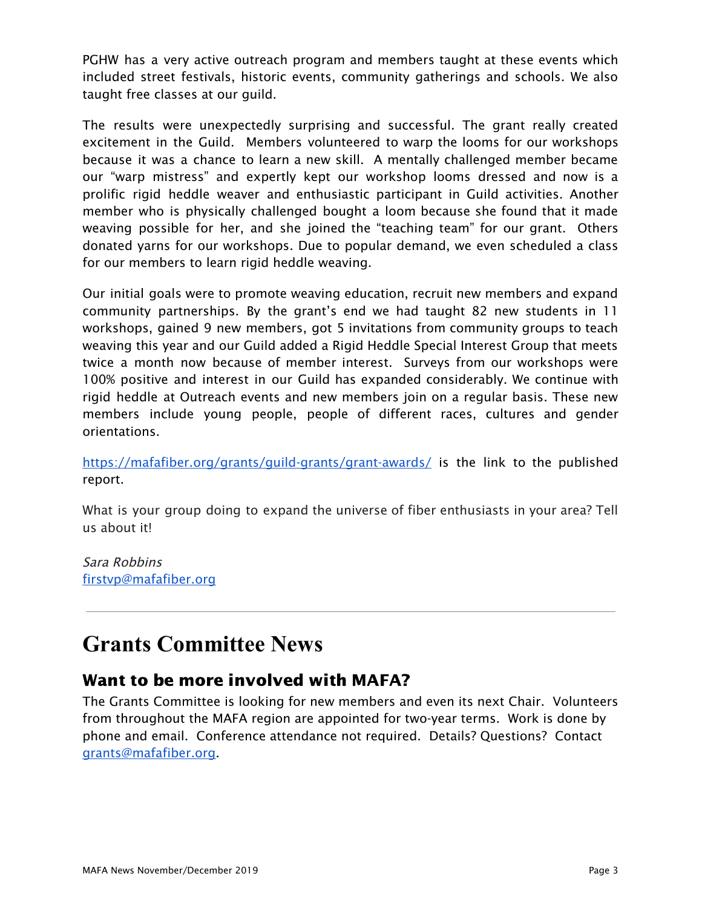PGHW has a very active outreach program and members taught at these events which included street festivals, historic events, community gatherings and schools. We also taught free classes at our guild.

The results were unexpectedly surprising and successful. The grant really created excitement in the Guild. Members volunteered to warp the looms for our workshops because it was a chance to learn a new skill. A mentally challenged member became our "warp mistress" and expertly kept our workshop looms dressed and now is a prolific rigid heddle weaver and enthusiastic participant in Guild activities. Another member who is physically challenged bought a loom because she found that it made weaving possible for her, and she joined the "teaching team" for our grant. Others donated yarns for our workshops. Due to popular demand, we even scheduled a class for our members to learn rigid heddle weaving.

Our initial goals were to promote weaving education, recruit new members and expand community partnerships. By the grant's end we had taught 82 new students in 11 workshops, gained 9 new members, got 5 invitations from community groups to teach weaving this year and our Guild added a Rigid Heddle Special Interest Group that meets twice a month now because of member interest. Surveys from our workshops were 100% positive and interest in our Guild has expanded considerably. We continue with rigid heddle at Outreach events and new members join on a regular basis. These new members include young people, people of different races, cultures and gender orientations.

https://mafafiber.org/grants/guild-grants/grant-awards/ is the link to the published report.

What is your group doing to expand the universe of fiber enthusiasts in your area? Tell us about it!

*Sara Robbins*
firstvp@mafafiber.org

---

# Grants Committee News

## Want to be more involved with MAFA?

The Grants Committee is looking for new members and even its next Chair. Volunteers from throughout the MAFA region are appointed for two-year terms. Work is done by phone and email. Conference attendance not required. Details? Questions? Contact grants@mafafiber.org.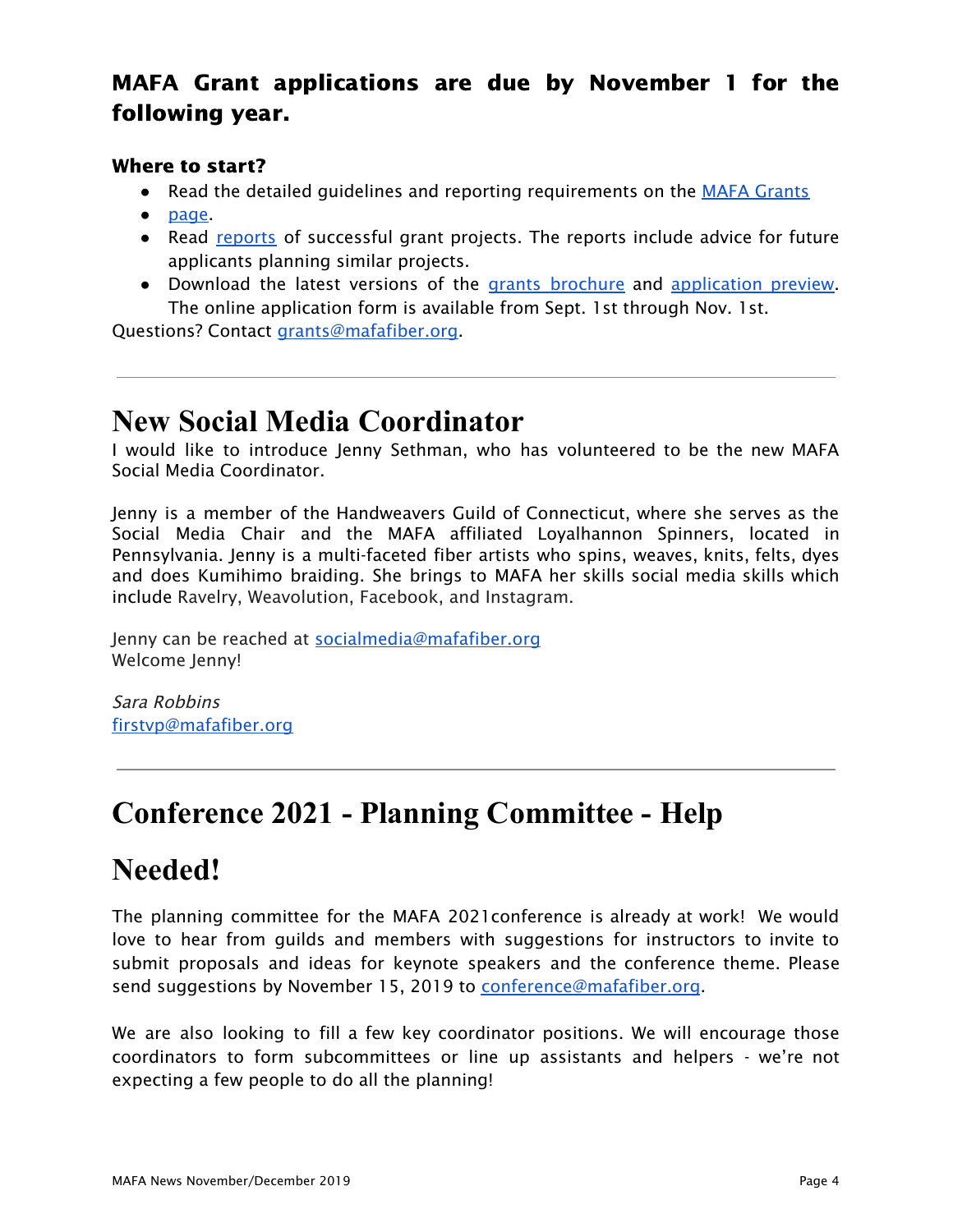### MAFA Grant applications are due by November 1 for the following year.

**Where to start?**

- Read the detailed guidelines and reporting requirements on the MAFA Grants
- page.
- Read reports of successful grant projects. The reports include advice for future applicants planning similar projects.
- Download the latest versions of the grants brochure and application preview. The online application form is available from Sept. 1st through Nov. 1st.

Questions? Contact grants@mafafiber.org.

---

# New Social Media Coordinator

I would like to introduce Jenny Sethman, who has volunteered to be the new MAFA Social Media Coordinator.

Jenny is a member of the Handweavers Guild of Connecticut, where she serves as the Social Media Chair and the MAFA affiliated Loyalhannon Spinners, located in Pennsylvania. Jenny is a multi-faceted fiber artists who spins, weaves, knits, felts, dyes and does Kumihimo braiding. She brings to MAFA her skills social media skills which include Ravelry, Weavolution, Facebook, and Instagram.

Jenny can be reached at socialmedia@mafafiber.org
Welcome Jenny!

*Sara Robbins*
firstvp@mafafiber.org

---

# Conference 2021 - Planning Committee - Help Needed!

The planning committee for the MAFA 2021conference is already at work! We would love to hear from guilds and members with suggestions for instructors to invite to submit proposals and ideas for keynote speakers and the conference theme. Please send suggestions by November 15, 2019 to conference@mafafiber.org.

We are also looking to fill a few key coordinator positions. We will encourage those coordinators to form subcommittees or line up assistants and helpers - we're not expecting a few people to do all the planning!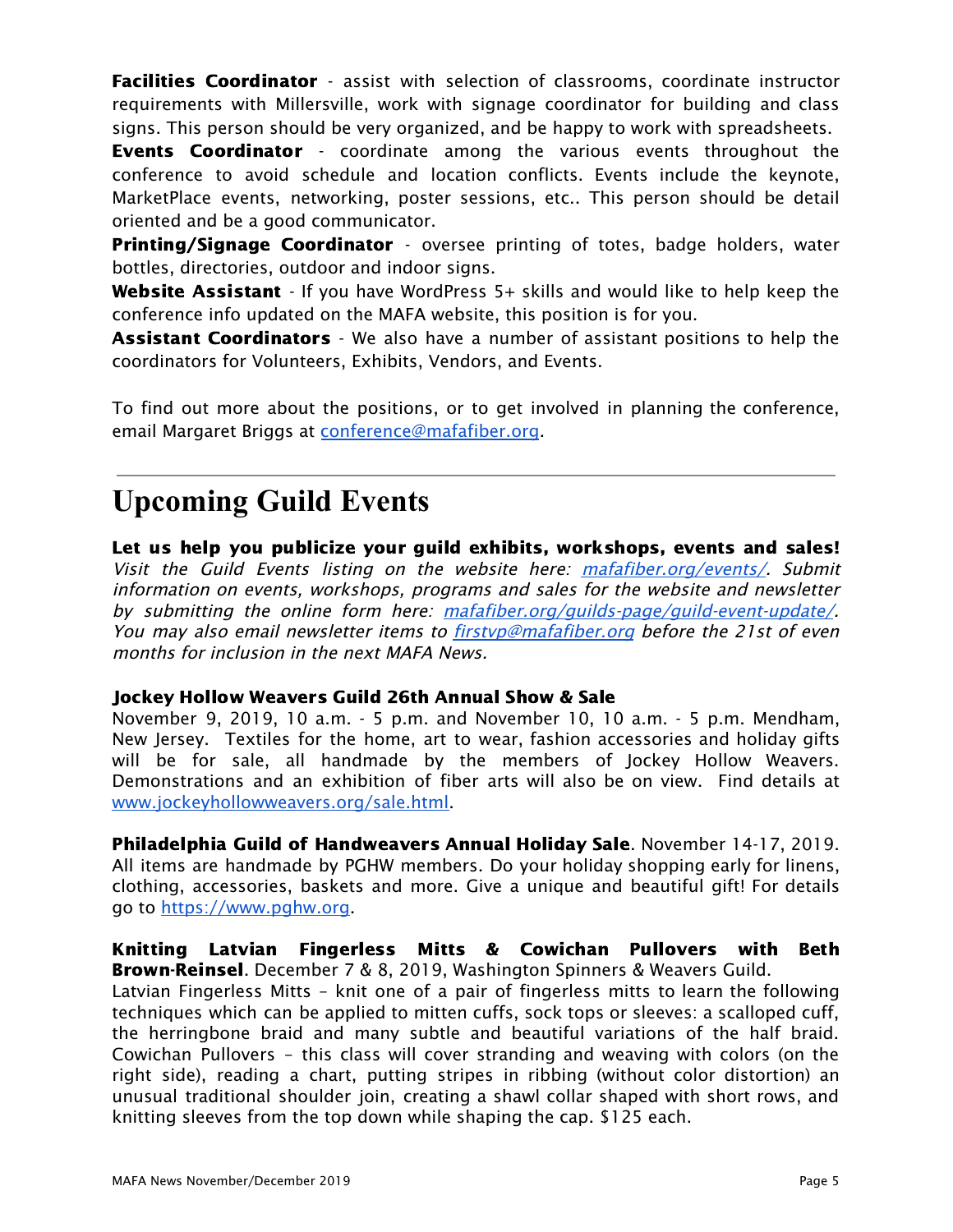**Facilities Coordinator** - assist with selection of classrooms, coordinate instructor requirements with Millersville, work with signage coordinator for building and class signs. This person should be very organized, and be happy to work with spreadsheets.

**Events Coordinator** - coordinate among the various events throughout the conference to avoid schedule and location conflicts. Events include the keynote, MarketPlace events, networking, poster sessions, etc.. This person should be detail oriented and be a good communicator.

**Printing/Signage Coordinator** - oversee printing of totes, badge holders, water bottles, directories, outdoor and indoor signs.

**Website Assistant** - If you have WordPress 5+ skills and would like to help keep the conference info updated on the MAFA website, this position is for you.

**Assistant Coordinators** - We also have a number of assistant positions to help the coordinators for Volunteers, Exhibits, Vendors, and Events.

To find out more about the positions, or to get involved in planning the conference, email Margaret Briggs at [conference@mafafiber.org](mailto:conference@mafafiber.org).

---

# Upcoming Guild Events

**Let us help you publicize your guild exhibits, workshops, events and sales!**
*Visit the Guild Events listing on the website here: [mafafiber.org/events/](mafafiber.org/events/). Submit information on events, workshops, programs and sales for the website and newsletter by submitting the online form here: [mafafiber.org/guilds-page/guild-event-update/](mafafiber.org/guilds-page/guild-event-update/). You may also email newsletter items to [firstvp@mafafiber.org](mailto:firstvp@mafafiber.org) before the 21st of even months for inclusion in the next MAFA News.*

**Jockey Hollow Weavers Guild 26th Annual Show & Sale**
November 9, 2019, 10 a.m. - 5 p.m. and November 10, 10 a.m. - 5 p.m. Mendham, New Jersey. Textiles for the home, art to wear, fashion accessories and holiday gifts will be for sale, all handmade by the members of Jockey Hollow Weavers. Demonstrations and an exhibition of fiber arts will also be on view. Find details at [www.jockeyhollowweavers.org/sale.html](www.jockeyhollowweavers.org/sale.html).

**Philadelphia Guild of Handweavers Annual Holiday Sale**. November 14-17, 2019. All items are handmade by PGHW members. Do your holiday shopping early for linens, clothing, accessories, baskets and more. Give a unique and beautiful gift! For details go to [https://www.pghw.org](https://www.pghw.org).

**Knitting Latvian Fingerless Mitts & Cowichan Pullovers with Beth Brown-Reinsel**. December 7 & 8, 2019, Washington Spinners & Weavers Guild.
Latvian Fingerless Mitts – knit one of a pair of fingerless mitts to learn the following techniques which can be applied to mitten cuffs, sock tops or sleeves: a scalloped cuff, the herringbone braid and many subtle and beautiful variations of the half braid. Cowichan Pullovers – this class will cover stranding and weaving with colors (on the right side), reading a chart, putting stripes in ribbing (without color distortion) an unusual traditional shoulder join, creating a shawl collar shaped with short rows, and knitting sleeves from the top down while shaping the cap. $125 each.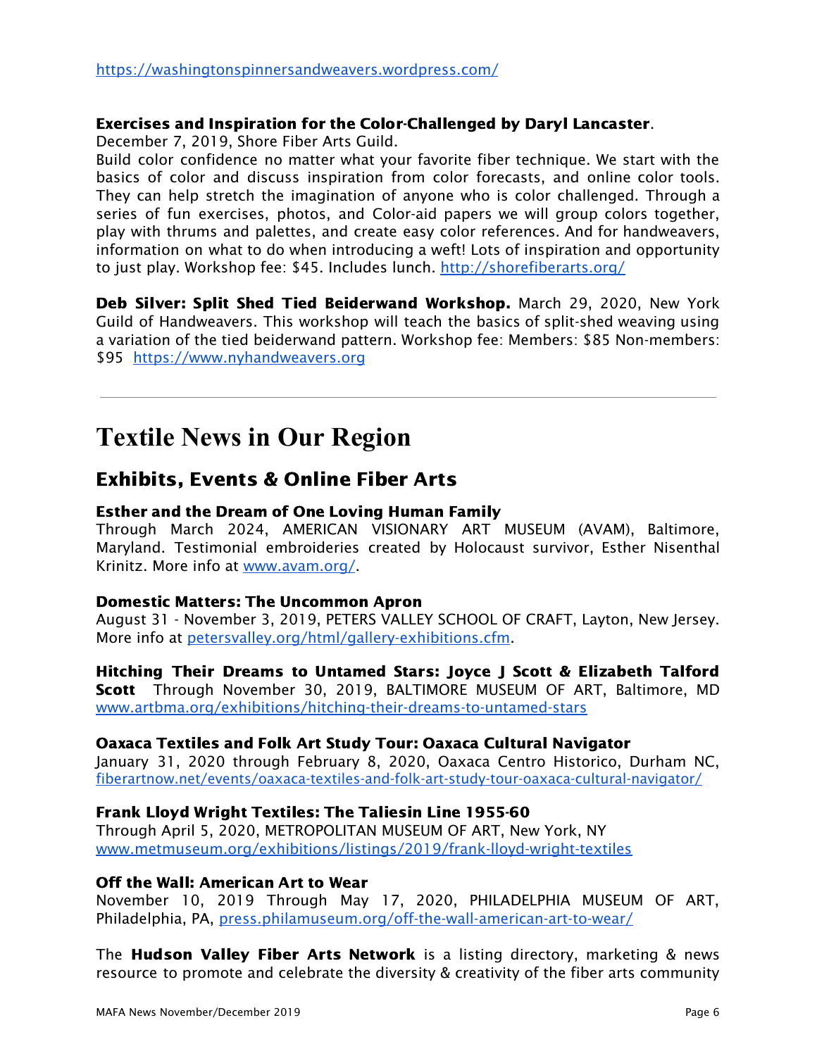https://washingtonspinnersandweavers.wordpress.com/

**Exercises and Inspiration for the Color-Challenged by Daryl Lancaster**.
December 7, 2019, Shore Fiber Arts Guild.
Build color confidence no matter what your favorite fiber technique. We start with the basics of color and discuss inspiration from color forecasts, and online color tools. They can help stretch the imagination of anyone who is color challenged. Through a series of fun exercises, photos, and Color-aid papers we will group colors together, play with thrums and palettes, and create easy color references. And for handweavers, information on what to do when introducing a weft! Lots of inspiration and opportunity to just play. Workshop fee: $45. Includes lunch. http://shorefiberarts.org/

**Deb Silver: Split Shed Tied Beiderwand Workshop.** March 29, 2020, New York Guild of Handweavers. This workshop will teach the basics of split-shed weaving using a variation of the tied beiderwand pattern. Workshop fee: Members: $85 Non-members: $95 https://www.nyhandweavers.org

---

# Textile News in Our Region

## Exhibits, Events & Online Fiber Arts

**Esther and the Dream of One Loving Human Family**
Through March 2024, AMERICAN VISIONARY ART MUSEUM (AVAM), Baltimore, Maryland. Testimonial embroideries created by Holocaust survivor, Esther Nisenthal Krinitz. More info at www.avam.org/.

**Domestic Matters: The Uncommon Apron**
August 31 - November 3, 2019, PETERS VALLEY SCHOOL OF CRAFT, Layton, New Jersey. More info at petersvalley.org/html/gallery-exhibitions.cfm.

**Hitching Their Dreams to Untamed Stars: Joyce J Scott & Elizabeth Talford Scott** Through November 30, 2019, BALTIMORE MUSEUM OF ART, Baltimore, MD www.artbma.org/exhibitions/hitching-their-dreams-to-untamed-stars

**Oaxaca Textiles and Folk Art Study Tour: Oaxaca Cultural Navigator**
January 31, 2020 through February 8, 2020, Oaxaca Centro Historico, Durham NC, fiberartnow.net/events/oaxaca-textiles-and-folk-art-study-tour-oaxaca-cultural-navigator/

**Frank Lloyd Wright Textiles: The Taliesin Line 1955-60**
Through April 5, 2020, METROPOLITAN MUSEUM OF ART, New York, NY
www.metmuseum.org/exhibitions/listings/2019/frank-lloyd-wright-textiles

**Off the Wall: American Art to Wear**
November 10, 2019 Through May 17, 2020, PHILADELPHIA MUSEUM OF ART, Philadelphia, PA, press.philamuseum.org/off-the-wall-american-art-to-wear/

The **Hudson Valley Fiber Arts Network** is a listing directory, marketing & news resource to promote and celebrate the diversity & creativity of the fiber arts community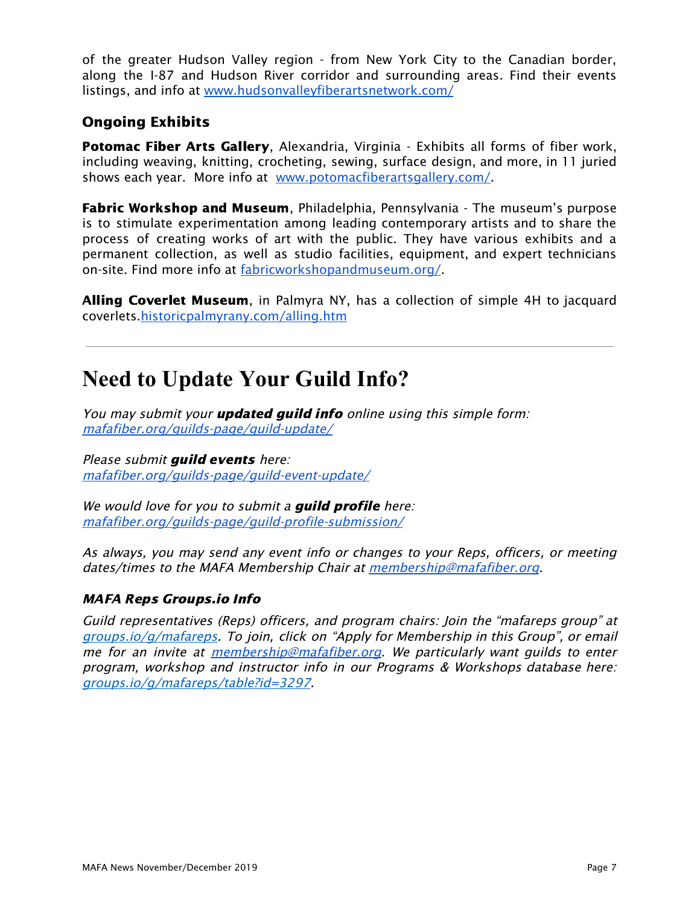of the greater Hudson Valley region - from New York City to the Canadian border, along the I-87 and Hudson River corridor and surrounding areas. Find their events listings, and info at www.hudsonvalleyfiberartsnetwork.com/

### Ongoing Exhibits

**Potomac Fiber Arts Gallery**, Alexandria, Virginia - Exhibits all forms of fiber work, including weaving, knitting, crocheting, sewing, surface design, and more, in 11 juried shows each year. More info at www.potomacfiberartsgallery.com/.

**Fabric Workshop and Museum**, Philadelphia, Pennsylvania - The museum's purpose is to stimulate experimentation among leading contemporary artists and to share the process of creating works of art with the public. They have various exhibits and a permanent collection, as well as studio facilities, equipment, and expert technicians on-site. Find more info at fabricworkshopandmuseum.org/.

**Alling Coverlet Museum**, in Palmyra NY, has a collection of simple 4H to jacquard coverlets.historicpalmyrany.com/alling.htm

---

# Need to Update Your Guild Info?

*You may submit your **updated guild info** online using this simple form: mafafiber.org/guilds-page/guild-update/*

*Please submit **guild events** here: mafafiber.org/guilds-page/guild-event-update/*

*We would love for you to submit a **guild profile** here: mafafiber.org/guilds-page/guild-profile-submission/*

*As always, you may send any event info or changes to your Reps, officers, or meeting dates/times to the MAFA Membership Chair at membership@mafafiber.org.*

### *MAFA Reps Groups.io Info*

*Guild representatives (Reps) officers, and program chairs: Join the "mafareps group" at groups.io/g/mafareps. To join, click on "Apply for Membership in this Group", or email me for an invite at membership@mafafiber.org. We particularly want guilds to enter program, workshop and instructor info in our Programs & Workshops database here: groups.io/g/mafareps/table?id=3297.*